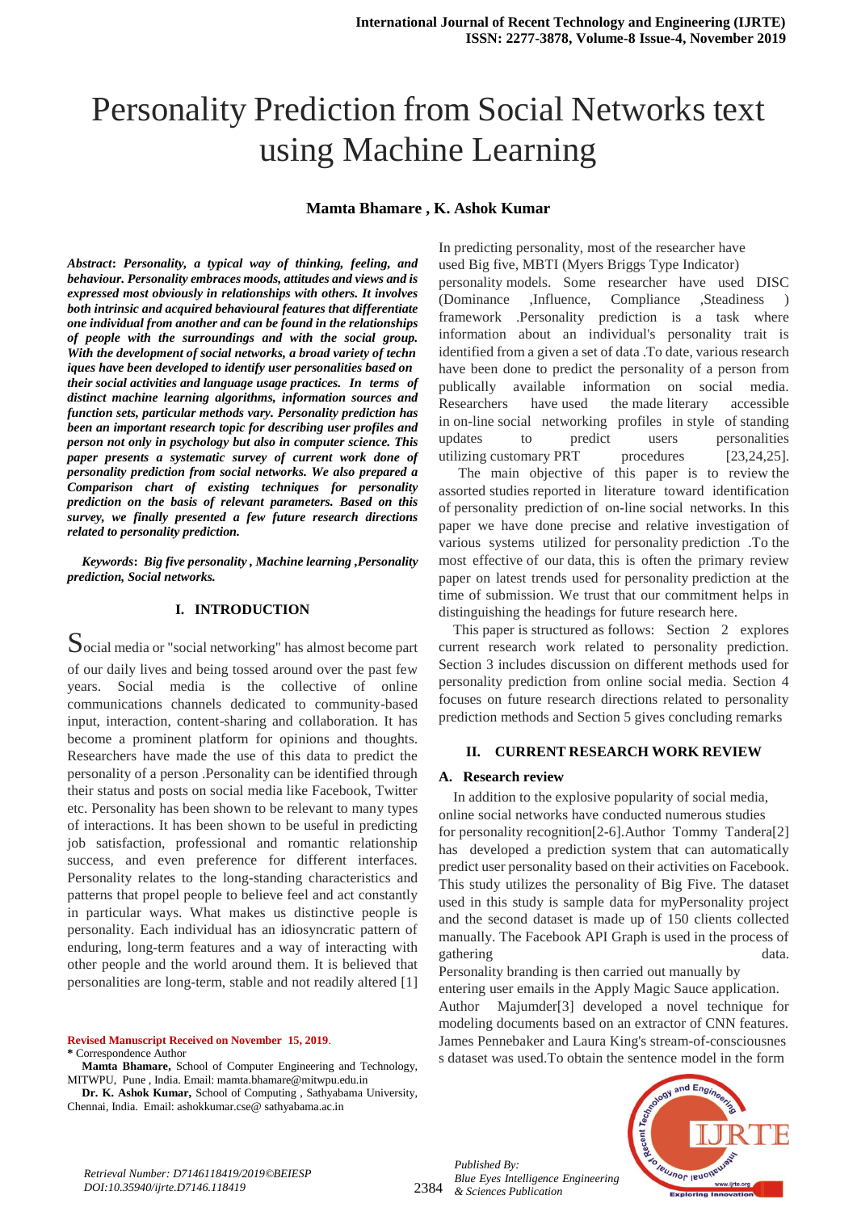# Personality Prediction from Social Networks text using Machine Learning

**Mamta Bhamare , K. Ashok Kumar**

***Abstract*: *Personality, a typical way of thinking, feeling, and behaviour. Personality embraces moods, attitudes and views and is expressed most obviously in relationships with others. It involves both intrinsic and acquired behavioural features that differentiate one individual from another and can be found in the relationships of people with the surroundings and with the social group. With the development of social networks, a broad variety of techn iques have been developed to identify user personalities based on their social activities and language usage practices. In terms of distinct machine learning algorithms, information sources and function sets, particular methods vary. Personality prediction has been an important research topic for describing user profiles and person not only in psychology but also in computer science. This paper presents a systematic survey of current work done of personality prediction from social networks. We also prepared a Comparison chart of existing techniques for personality prediction on the basis of relevant parameters. Based on this survey, we finally presented a few future research directions related to personality prediction.***

***Keywords*: *Big five personality , Machine learning ,Personality prediction, Social networks.***

## I. INTRODUCTION

Social media or "social networking" has almost become part of our daily lives and being tossed around over the past few years. Social media is the collective of online communications channels dedicated to community-based input, interaction, content-sharing and collaboration. It has become a prominent platform for opinions and thoughts. Researchers have made the use of this data to predict the personality of a person .Personality can be identified through their status and posts on social media like Facebook, Twitter etc. Personality has been shown to be relevant to many types of interactions. It has been shown to be useful in predicting job satisfaction, professional and romantic relationship success, and even preference for different interfaces. Personality relates to the long-standing characteristics and patterns that propel people to believe feel and act constantly in particular ways. What makes us distinctive people is personality. Each individual has an idiosyncratic pattern of enduring, long-term features and a way of interacting with other people and the world around them. It is believed that personalities are long-term, stable and not readily altered [1]

**Revised Manuscript Received on November 15, 2019**.

**\*** Correspondence Author

**Mamta Bhamare,** School of Computer Engineering and Technology, MITWPU, Pune , India. Email: mamta.bhamare@mitwpu.edu.in

**Dr. K. Ashok Kumar,** School of Computing , Sathyabama University, Chennai, India. Email: ashokkumar.cse@ sathyabama.ac.in

In predicting personality, most of the researcher have used Big five, MBTI (Myers Briggs Type Indicator) personality models. Some researcher have used DISC (Dominance ,Influence, Compliance ,Steadiness ) framework .Personality prediction is a task where information about an individual's personality trait is identified from a given a set of data .To date, various research have been done to predict the personality of a person from publically available information on social media. Researchers have used the made literary accessible in on-line social networking profiles in style of standing updates to predict users personalities utilizing customary PRT procedures [23,24,25].

The main objective of this paper is to review the assorted studies reported in literature toward identification of personality prediction of on-line social networks. In this paper we have done precise and relative investigation of various systems utilized for personality prediction .To the most effective of our data, this is often the primary review paper on latest trends used for personality prediction at the time of submission. We trust that our commitment helps in distinguishing the headings for future research here.

This paper is structured as follows: Section 2 explores current research work related to personality prediction. Section 3 includes discussion on different methods used for personality prediction from online social media. Section 4 focuses on future research directions related to personality prediction methods and Section 5 gives concluding remarks

## II. CURRENT RESEARCH WORK REVIEW

### A. Research review

In addition to the explosive popularity of social media, online social networks have conducted numerous studies for personality recognition[2-6].Author Tommy Tandera[2] has developed a prediction system that can automatically predict user personality based on their activities on Facebook. This study utilizes the personality of Big Five. The dataset used in this study is sample data for myPersonality project and the second dataset is made up of 150 clients collected manually. The Facebook API Graph is used in the process of gathering data.

Personality branding is then carried out manually by entering user emails in the Apply Magic Sauce application.

Author Majumder[3] developed a novel technique for modeling documents based on an extractor of CNN features. James Pennebaker and Laura King's stream-of-consciousnes s dataset was used.To obtain the sentence model in the form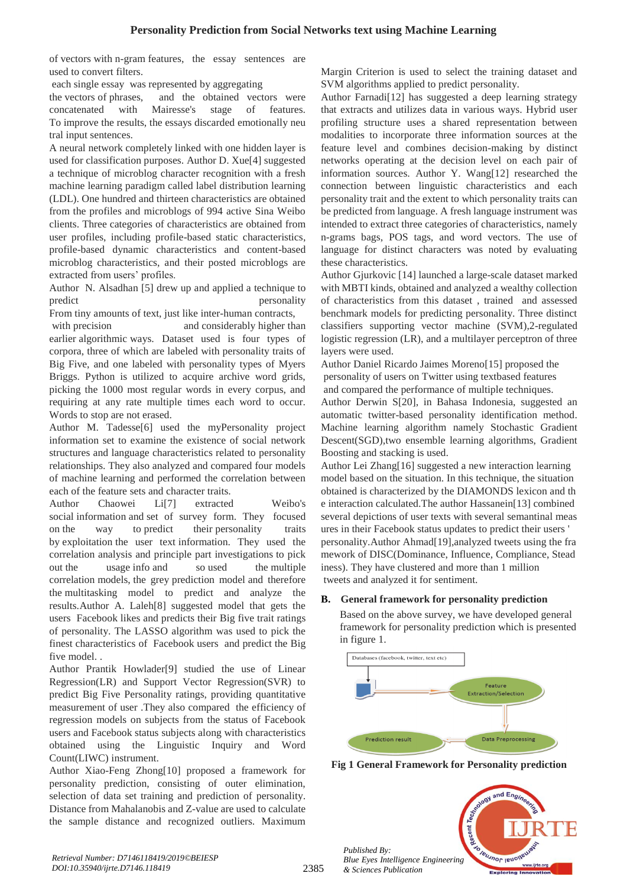of vectors with n-gram features, the essay sentences are used to convert filters.

each single essay was represented by aggregating the vectors of phrases, and the obtained vectors were concatenated with Mairesse's stage of features. To improve the results, the essays discarded emotionally neu tral input sentences.

A neural network completely linked with one hidden layer is used for classification purposes. Author D. Xue[4] suggested a technique of microblog character recognition with a fresh machine learning paradigm called label distribution learning (LDL). One hundred and thirteen characteristics are obtained from the profiles and microblogs of 994 active Sina Weibo clients. Three categories of characteristics are obtained from user profiles, including profile-based static characteristics, profile-based dynamic characteristics and content-based microblog characteristics, and their posted microblogs are extracted from users' profiles.

Author N. Alsadhan [5] drew up and applied a technique to predict personality From tiny amounts of text, just like inter-human contracts, with precision and considerably higher than earlier algorithmic ways. Dataset used is four types of corpora, three of which are labeled with personality traits of Big Five, and one labeled with personality types of Myers Briggs. Python is utilized to acquire archive word grids, picking the 1000 most regular words in every corpus, and requiring at any rate multiple times each word to occur. Words to stop are not erased.

Author M. Tadesse[6] used the myPersonality project information set to examine the existence of social network structures and language characteristics related to personality relationships. They also analyzed and compared four models of machine learning and performed the correlation between each of the feature sets and character traits.

Author Chaowei Li[7] extracted Weibo's social information and set of survey form. They focused on the way to predict their personality traits by exploitation the user text information. They used the correlation analysis and principle part investigations to pick out the usage info and so used the multiple correlation models, the grey prediction model and therefore the multitasking model to predict and analyze the results.Author A. Laleh[8] suggested model that gets the users Facebook likes and predicts their Big five trait ratings of personality. The LASSO algorithm was used to pick the finest characteristics of Facebook users and predict the Big five model. .

Author Prantik Howlader[9] studied the use of Linear Regression(LR) and Support Vector Regression(SVR) to predict Big Five Personality ratings, providing quantitative measurement of user .They also compared the efficiency of regression models on subjects from the status of Facebook users and Facebook status subjects along with characteristics obtained using the Linguistic Inquiry and Word Count(LIWC) instrument.

Author Xiao-Feng Zhong[10] proposed a framework for personality prediction, consisting of outer elimination, selection of data set training and prediction of personality. Distance from Mahalanobis and Z-value are used to calculate the sample distance and recognized outliers. Maximum Margin Criterion is used to select the training dataset and SVM algorithms applied to predict personality.

Author Farnadi[12] has suggested a deep learning strategy that extracts and utilizes data in various ways. Hybrid user profiling structure uses a shared representation between modalities to incorporate three information sources at the feature level and combines decision-making by distinct networks operating at the decision level on each pair of information sources. Author Y. Wang[12] researched the connection between linguistic characteristics and each personality trait and the extent to which personality traits can be predicted from language. A fresh language instrument was intended to extract three categories of characteristics, namely n-grams bags, POS tags, and word vectors. The use of language for distinct characters was noted by evaluating these characteristics.

Author Gjurkovic [14] launched a large-scale dataset marked with MBTI kinds, obtained and analyzed a wealthy collection of characteristics from this dataset , trained and assessed benchmark models for predicting personality. Three distinct classifiers supporting vector machine (SVM),2-regulated logistic regression (LR), and a multilayer perceptron of three layers were used.

Author Daniel Ricardo Jaimes Moreno[15] proposed the personality of users on Twitter using textbased features and compared the performance of multiple techniques.

Author Derwin S[20], in Bahasa Indonesia, suggested an automatic twitter-based personality identification method. Machine learning algorithm namely Stochastic Gradient Descent(SGD),two ensemble learning algorithms, Gradient Boosting and stacking is used.

Author Lei Zhang[16] suggested a new interaction learning model based on the situation. In this technique, the situation obtained is characterized by the DIAMONDS lexicon and th e interaction calculated.The author Hassanein[13] combined several depictions of user texts with several semantinal meas ures in their Facebook status updates to predict their users ' personality.Author Ahmad[19],analyzed tweets using the fra mework of DISC(Dominance, Influence, Compliance, Stead iness). They have clustered and more than 1 million tweets and analyzed it for sentiment.

### B. General framework for personality prediction

Based on the above survey, we have developed general framework for personality prediction which is presented in figure 1.

Databases (facebook, twitter, text etc)

Feature Extraction/Selection

Data Preprocessing

Prediction result

**Fig 1 General Framework for Personality prediction**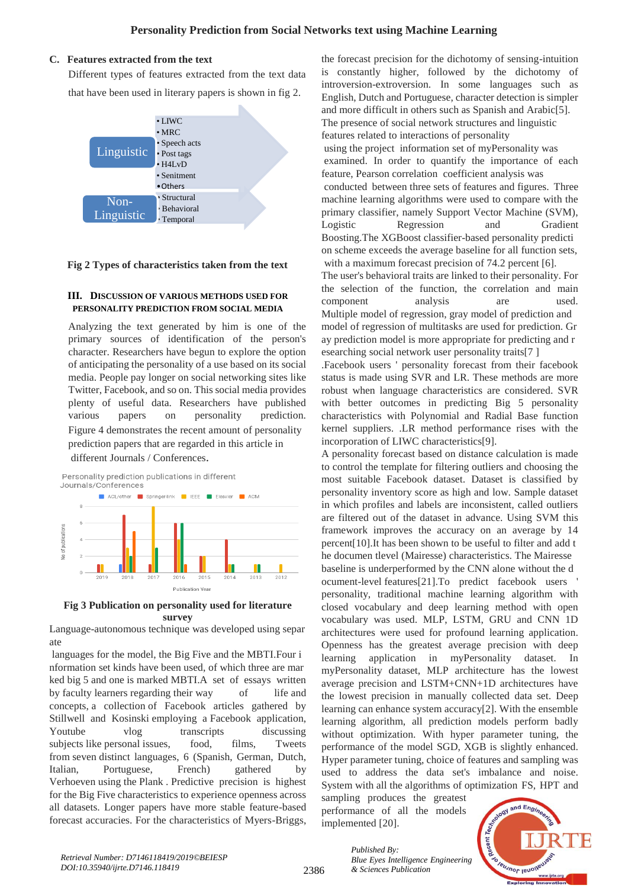### C. Features extracted from the text

Different types of features extracted from the text data that have been used in literary papers is shown in fig 2.

Linguistic
- LIWC
- MRC
- Speech acts
- Post tags
- H4LvD
- Senitment
- Others

Non-Linguistic
- Structural
- Behavioral
- Temporal

**Fig 2 Types of characteristics taken from the text**

## III. Discussion of various methods used for personality prediction from social media

Analyzing the text generated by him is one of the primary sources of identification of the person's character. Researchers have begun to explore the option of anticipating the personality of a use based on its social media. People pay longer on social networking sites like Twitter, Facebook, and so on. This social media provides plenty of useful data. Researchers have published various papers on personality prediction. Figure 4 demonstrates the recent amount of personality prediction papers that are regarded in this article in different Journals / Conferences.

Personality prediction publications in different Journals/Conferences

**Fig 3 Publication on personality used for literature survey**

Language-autonomous technique was developed using separ ate languages for the model, the Big Five and the MBTI.Four i nformation set kinds have been used, of which three are mar ked big 5 and one is marked MBTI.A set of essays written by faculty learners regarding their way of life and concepts, a collection of Facebook articles gathered by Stillwell and Kosinski employing a Facebook application, Youtube vlog transcripts discussing subjects like personal issues, food, films, Tweets from seven distinct languages, 6 (Spanish, German, Dutch, Italian, Portuguese, French) gathered by Verhoeven using the Plank . Predictive precision is highest for the Big Five characteristics to experience openness across all datasets. Longer papers have more stable feature-based forecast accuracies. For the characteristics of Myers-Briggs, the forecast precision for the dichotomy of sensing-intuition is constantly higher, followed by the dichotomy of introversion-extroversion. In some languages such as English, Dutch and Portuguese, character detection is simpler and more difficult in others such as Spanish and Arabic[5].

The presence of social network structures and linguistic features related to interactions of personality using the project information set of myPersonality was examined. In order to quantify the importance of each feature, Pearson correlation coefficient analysis was conducted between three sets of features and figures. Three machine learning algorithms were used to compare with the primary classifier, namely Support Vector Machine (SVM), Logistic Regression and Gradient Boosting.The XGBoost classifier-based personality predicti on scheme exceeds the average baseline for all function sets, with a maximum forecast precision of 74.2 percent [6].

The user's behavioral traits are linked to their personality. For the selection of the function, the correlation and main component analysis are used. Multiple model of regression, gray model of prediction and model of regression of multitasks are used for prediction. Gr ay prediction model is more appropriate for predicting and r esearching social network user personality traits[7 ]

.Facebook users ' personality forecast from their facebook status is made using SVR and LR. These methods are more robust when language characteristics are considered. SVR with better outcomes in predicting Big 5 personality characteristics with Polynomial and Radial Base function kernel suppliers. .LR method performance rises with the incorporation of LIWC characteristics[9].

A personality forecast based on distance calculation is made to control the template for filtering outliers and choosing the most suitable Facebook dataset. Dataset is classified by personality inventory score as high and low. Sample dataset in which profiles and labels are inconsistent, called outliers are filtered out of the dataset in advance. Using SVM this framework improves the accuracy on an average by 14 percent[10].It has been shown to be useful to filter and add t he documen tlevel (Mairesse) characteristics. The Mairesse baseline is underperformed by the CNN alone without the d ocument-level features[21].To predict facebook users ' personality, traditional machine learning algorithm with closed vocabulary and deep learning method with open vocabulary was used. MLP, LSTM, GRU and CNN 1D architectures were used for profound learning application. Openness has the greatest average precision with deep learning application in myPersonality dataset. In myPersonality dataset, MLP architecture has the lowest average precision and LSTM+CNN+1D architectures have the lowest precision in manually collected data set. Deep learning can enhance system accuracy[2]. With the ensemble learning algorithm, all prediction models perform badly without optimization. With hyper parameter tuning, the performance of the model SGD, XGB is slightly enhanced. Hyper parameter tuning, choice of features and sampling was used to address the data set's imbalance and noise. System with all the algorithms of optimization FS, HPT and sampling produces the greatest performance of all the models implemented [20].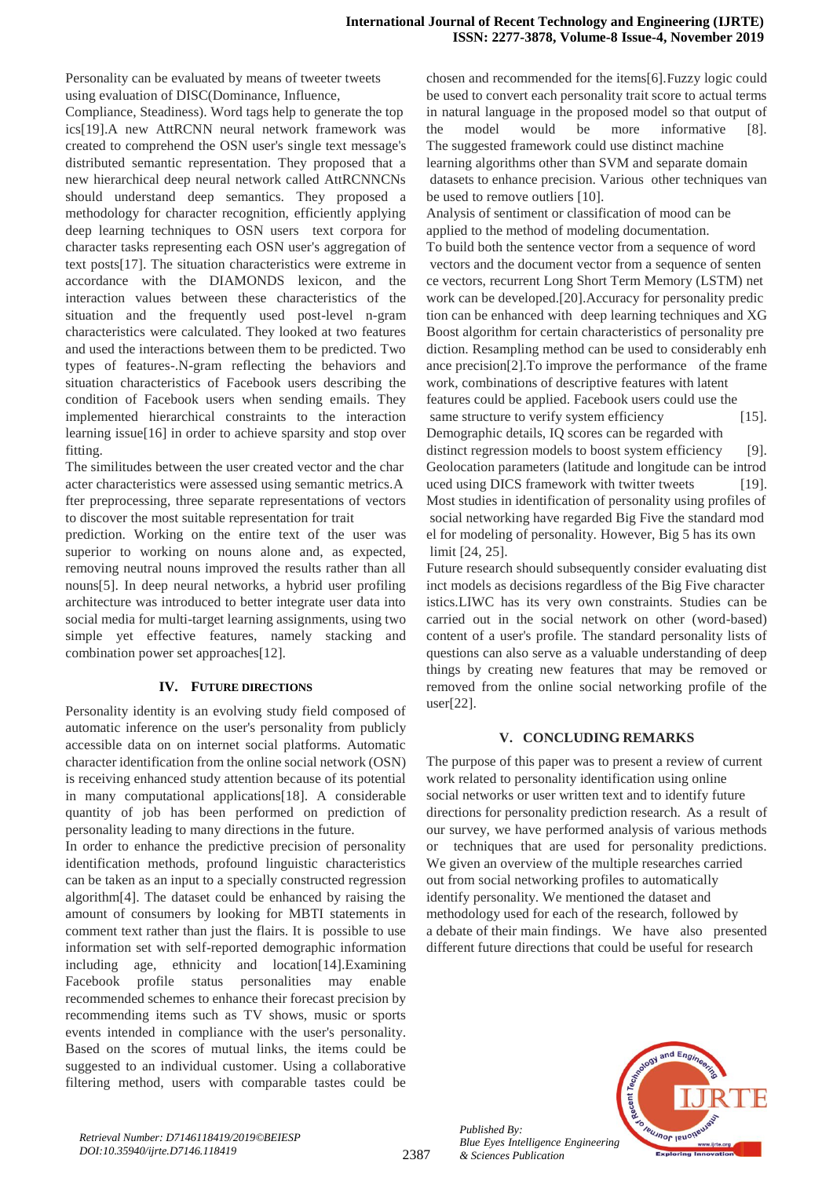Personality can be evaluated by means of tweeter tweets using evaluation of DISC(Dominance, Influence, Compliance, Steadiness). Word tags help to generate the top ics[19].A new AttRCNN neural network framework was created to comprehend the OSN user's single text message's distributed semantic representation. They proposed that a new hierarchical deep neural network called AttRCNNCNs should understand deep semantics. They proposed a methodology for character recognition, efficiently applying deep learning techniques to OSN users text corpora for character tasks representing each OSN user's aggregation of text posts[17]. The situation characteristics were extreme in accordance with the DIAMONDS lexicon, and the interaction values between these characteristics of the situation and the frequently used post-level n-gram characteristics were calculated. They looked at two features and used the interactions between them to be predicted. Two types of features-.N-gram reflecting the behaviors and situation characteristics of Facebook users describing the condition of Facebook users when sending emails. They implemented hierarchical constraints to the interaction learning issue[16] in order to achieve sparsity and stop over fitting.

The similitudes between the user created vector and the char acter characteristics were assessed using semantic metrics.A fter preprocessing, three separate representations of vectors to discover the most suitable representation for trait prediction. Working on the entire text of the user was superior to working on nouns alone and, as expected, removing neutral nouns improved the results rather than all nouns[5]. In deep neural networks, a hybrid user profiling architecture was introduced to better integrate user data into social media for multi-target learning assignments, using two simple yet effective features, namely stacking and combination power set approaches[12].

## IV. FUTURE DIRECTIONS

Personality identity is an evolving study field composed of automatic inference on the user's personality from publicly accessible data on on internet social platforms. Automatic character identification from the online social network (OSN) is receiving enhanced study attention because of its potential in many computational applications[18]. A considerable quantity of job has been performed on prediction of personality leading to many directions in the future.

In order to enhance the predictive precision of personality identification methods, profound linguistic characteristics can be taken as an input to a specially constructed regression algorithm[4]. The dataset could be enhanced by raising the amount of consumers by looking for MBTI statements in comment text rather than just the flairs. It is possible to use information set with self-reported demographic information including age, ethnicity and location[14].Examining Facebook profile status personalities may enable recommended schemes to enhance their forecast precision by recommending items such as TV shows, music or sports events intended in compliance with the user's personality. Based on the scores of mutual links, the items could be suggested to an individual customer. Using a collaborative filtering method, users with comparable tastes could be chosen and recommended for the items[6].Fuzzy logic could be used to convert each personality trait score to actual terms in natural language in the proposed model so that output of the model would be more informative [8]. The suggested framework could use distinct machine learning algorithms other than SVM and separate domain datasets to enhance precision. Various other techniques van be used to remove outliers [10].

Analysis of sentiment or classification of mood can be applied to the method of modeling documentation.

To build both the sentence vector from a sequence of word vectors and the document vector from a sequence of senten ce vectors, recurrent Long Short Term Memory (LSTM) net work can be developed.[20].Accuracy for personality predic tion can be enhanced with deep learning techniques and XG Boost algorithm for certain characteristics of personality pre diction. Resampling method can be used to considerably enh ance precision[2].To improve the performance of the frame work, combinations of descriptive features with latent features could be applied. Facebook users could use the same structure to verify system efficiency [15].

Demographic details, IQ scores can be regarded with distinct regression models to boost system efficiency [9].

Geolocation parameters (latitude and longitude can be introd uced using DICS framework with twitter tweets [19].

Most studies in identification of personality using profiles of social networking have regarded Big Five the standard mod el for modeling of personality. However, Big 5 has its own limit [24, 25].

Future research should subsequently consider evaluating dist inct models as decisions regardless of the Big Five character istics.LIWC has its very own constraints. Studies can be carried out in the social network on other (word-based) content of a user's profile. The standard personality lists of questions can also serve as a valuable understanding of deep things by creating new features that may be removed or removed from the online social networking profile of the user[22].

## V. CONCLUDING REMARKS

The purpose of this paper was to present a review of current work related to personality identification using online social networks or user written text and to identify future directions for personality prediction research. As a result of our survey, we have performed analysis of various methods or techniques that are used for personality predictions. We given an overview of the multiple researches carried out from social networking profiles to automatically identify personality. We mentioned the dataset and methodology used for each of the research, followed by a debate of their main findings. We have also presented different future directions that could be useful for research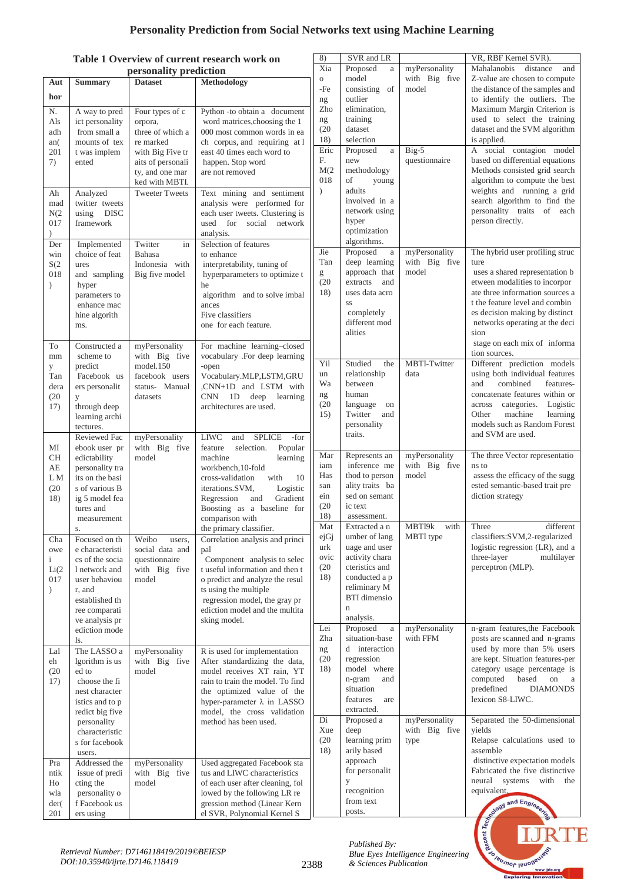**Table 1 Overview of current research work on personality prediction**

| Author | Summary | Dataset | Methodology |
|---|---|---|---|
| N. Alsadhan(2017) | A way to predict personality from small amounts of text was implemented | Four types of corpora, three of which are marked with Big Five traits of personality, and one marked with MBTI. | Python -to obtain a document word matrices,choosing the 1 000 most common words in each corpus, and requiring at least 40 times each word to happen. Stop word are not removed |
| Ahmad N(2017) | Analyzed twitter tweets using DISC framework | Tweeter Tweets | Text mining and sentiment analysis were performed for each user tweets. Clustering is used for social network analysis. |
| Derwin S(2018) | Implemented choice of features and sampling hyper parameters to enhance machine algorithms. | Twitter in Bahasa Indonesia with Big five model | Selection of features to enhance interpretability, tuning of hyperparameters to optimize the algorithm and to solve imbalances Five classifiers one for each feature. |
| Tommy Tandera(2017) | Constructed a scheme to predict Facebook users personality through deep learning architectures. | myPersonality with Big five model.150 facebook users status- Manual datasets | For machine learning–closed vocabulary .For deep learning -open Vocabulary.MLP,LSTM,GRU ,CNN+1D and LSTM with CNN 1D deep learning architectures are used. |
| MICHAEL M(2018) | Reviewed Facebook user predictability personality traits on the basis of various Big 5 model features and measurements. | myPersonality with Big five model | LIWC and SPLICE -for feature selection. Popular machine learning workbench,10-fold cross-validation with 10 iterations.SVM, Logistic Regression and Gradient Boosting as a baseline for comparison with the primary classifier. |
| Chaowei Li(2017) | Focused on the characteristics of the social network and user behaviour, and established three comparative analysis prediction models. | Weibo users, social data and questionnaire with Big five model | Correlation analysis and principal Component analysis to select useful information and then to predict and analyze the results using the multiple regression model, the gray prediction model and the multitasking model. |
| Laleh(2017) | The LASSO algorithm is used to choose the finest characteristics and to predict big five personality characteristics for facebook users. | myPersonality with Big five model | R is used for implementation After standardizing the data, model receives XT rain, YT rain to train the model. To find the optimized value of the hyper-parameter λ in LASSO model, the cross validation method has been used. |
| Prantik Howlader(2018) | Addressed the issue of predicting the personality of Facebook users using SVR and LR | myPersonality with Big five model | Used aggregated Facebook status and LIWC characteristics of each user after cleaning, followed by the following LR regression method (Linear Kernel SVR, Polynomial Kernel SVR, RBF Kernel SVR). |
| Xiao-Feng Zhong(2018) | Proposed a model consisting of outlier elimination, training dataset selection | myPersonality with Big five model | Mahalanobis distance and Z-value are chosen to compute the distance of the samples and to identify the outliers. The Maximum Margin Criterion is used to select the training dataset and the SVM algorithm is applied. |
| Eric F. M(2018) | Proposed a new methodology of young adults involved in a network using hyper optimization algorithms. | Big-5 questionnaire | A social contagion model based on differential equations Methods consisted grid search algorithm to compute the best weights and running a grid search algorithm to find the personality traits of each person directly. |
| Jie Tang (2018) | Proposed a deep learning approach that extracts and uses data across completely different modalities | myPersonality with Big five model | The hybrid user profiling structure uses a shared representation between modalities to incorporate three information sources at the feature level and combines decision making by distinct networks operating at the decision stage on each mix of information sources. |
| Yilun Wang(2015) | Studied the relationship between human language on Twitter and personality traits. | MBTI-Twitter data | Different prediction models using both individual features and combined features-concatenate features within or across categories. Logistic Other machine learning models such as Random Forest and SVM are used. |
| Mariam Hassan ein(2018) | Represents an inference method to personality traits based on semantic text assessment. | myPersonality with Big five model | The three Vector representations to assess the efficacy of the suggested semantic-based trait prediction strategy |
| Matej Gjurkovic(2018) | Extracted a number of language and user activity characteristics and conducted a preliminary MBTI dimension analysis. | MBTI9k with MBTI type | Three different classifiers:SVM,2-regularized logistic regression (LR), and a three-layer multilayer perceptron (MLP). |
| Lei Zhang(2018) | Proposed a situation-based interaction regression model where n-gram and situation features are extracted. | myPersonality with FFM | n-gram features,the Facebook posts are scanned and n-grams used by more than 5% users are kept. Situation features-per category usage percentage is computed based on a predefined DIAMONDS lexicon S8-LIWC. |
| Di Xue(2018) | Proposed a deep learning primarily based approach for personality recognition from text posts. | myPersonality with Big five type | Separated the 50-dimensional yields Relapse calculations used to assemble distinctive expectation models Fabricated the five distinctive neural systems with the equivalent. |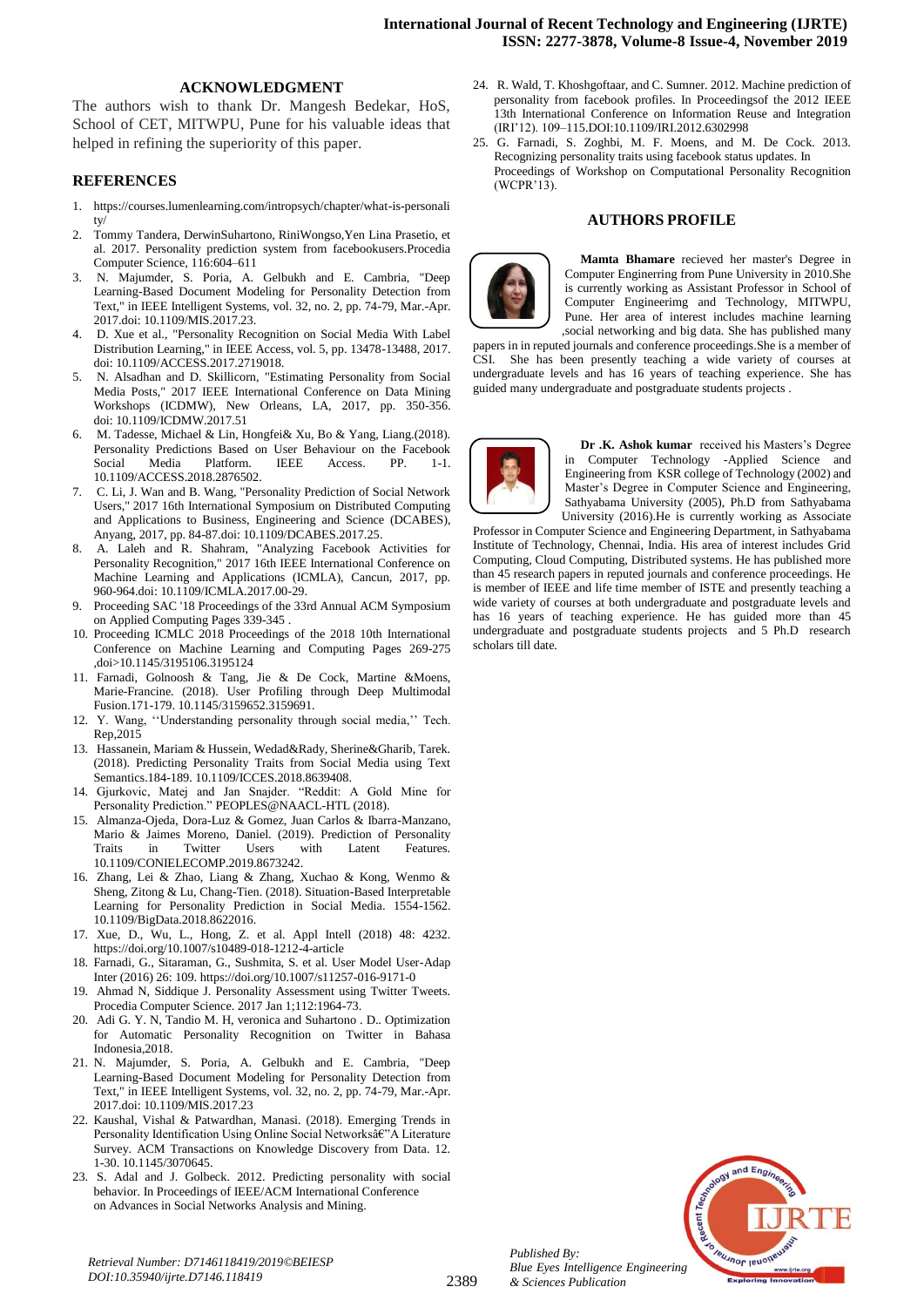## ACKNOWLEDGMENT

The authors wish to thank Dr. Mangesh Bedekar, HoS, School of CET, MITWPU, Pune for his valuable ideas that helped in refining the superiority of this paper.

## REFERENCES

1. https://courses.lumenlearning.com/intropsych/chapter/what-is-personality/
2. Tommy Tandera, DerwinSuhartono, RiniWongso,Yen Lina Prasetio, et al. 2017. Personality prediction system from facebookusers.Procedia Computer Science, 116:604–611
3. N. Majumder, S. Poria, A. Gelbukh and E. Cambria, "Deep Learning-Based Document Modeling for Personality Detection from Text," in IEEE Intelligent Systems, vol. 32, no. 2, pp. 74-79, Mar.-Apr. 2017.doi: 10.1109/MIS.2017.23.
4. D. Xue et al., "Personality Recognition on Social Media With Label Distribution Learning," in IEEE Access, vol. 5, pp. 13478-13488, 2017. doi: 10.1109/ACCESS.2017.2719018.
5. N. Alsadhan and D. Skillicorn, "Estimating Personality from Social Media Posts," 2017 IEEE International Conference on Data Mining Workshops (ICDMW), New Orleans, LA, 2017, pp. 350-356. doi: 10.1109/ICDMW.2017.51
6. M. Tadesse, Michael & Lin, Hongfei& Xu, Bo & Yang, Liang.(2018). Personality Predictions Based on User Behaviour on the Facebook Social Media Platform. IEEE Access. PP. 1-1. 10.1109/ACCESS.2018.2876502.
7. C. Li, J. Wan and B. Wang, "Personality Prediction of Social Network Users," 2017 16th International Symposium on Distributed Computing and Applications to Business, Engineering and Science (DCABES), Anyang, 2017, pp. 84-87.doi: 10.1109/DCABES.2017.25.
8. A. Laleh and R. Shahram, "Analyzing Facebook Activities for Personality Recognition," 2017 16th IEEE International Conference on Machine Learning and Applications (ICMLA), Cancun, 2017, pp. 960-964.doi: 10.1109/ICMLA.2017.00-29.
9. Proceeding SAC '18 Proceedings of the 33rd Annual ACM Symposium on Applied Computing Pages 339-345 .
10. Proceeding ICMLC 2018 Proceedings of the 2018 10th International Conference on Machine Learning and Computing Pages 269-275 ,doi>10.1145/3195106.3195124
11. Farnadi, Golnoosh & Tang, Jie & De Cock, Martine &Moens, Marie-Francine. (2018). User Profiling through Deep Multimodal Fusion.171-179. 10.1145/3159652.3159691.
12. Y. Wang, ''Understanding personality through social media,'' Tech. Rep,2015
13. Hassanein, Mariam & Hussein, Wedad&Rady, Sherine&Gharib, Tarek. (2018). Predicting Personality Traits from Social Media using Text Semantics.184-189. 10.1109/ICCES.2018.8639408.
14. Gjurkovic, Matej and Jan Snajder. "Reddit: A Gold Mine for Personality Prediction." PEOPLES@NAACL-HTL (2018).
15. Almanza-Ojeda, Dora-Luz & Gomez, Juan Carlos & Ibarra-Manzano, Mario & Jaimes Moreno, Daniel. (2019). Prediction of Personality Traits in Twitter Users with Latent Features. 10.1109/CONIELECOMP.2019.8673242.
16. Zhang, Lei & Zhao, Liang & Zhang, Xuchao & Kong, Wenmo & Sheng, Zitong & Lu, Chang-Tien. (2018). Situation-Based Interpretable Learning for Personality Prediction in Social Media. 1554-1562. 10.1109/BigData.2018.8622016.
17. Xue, D., Wu, L., Hong, Z. et al. Appl Intell (2018) 48: 4232. https://doi.org/10.1007/s10489-018-1212-4-article
18. Farnadi, G., Sitaraman, G., Sushmita, S. et al. User Model User-Adap Inter (2016) 26: 109. https://doi.org/10.1007/s11257-016-9171-0
19. Ahmad N, Siddique J. Personality Assessment using Twitter Tweets. Procedia Computer Science. 2017 Jan 1;112:1964-73.
20. Adi G. Y. N, Tandio M. H, veronica and Suhartono . D.. Optimization for Automatic Personality Recognition on Twitter in Bahasa Indonesia,2018.
21. N. Majumder, S. Poria, A. Gelbukh and E. Cambria, "Deep Learning-Based Document Modeling for Personality Detection from Text," in IEEE Intelligent Systems, vol. 32, no. 2, pp. 74-79, Mar.-Apr. 2017.doi: 10.1109/MIS.2017.23
22. Kaushal, Vishal & Patwardhan, Manasi. (2018). Emerging Trends in Personality Identification Using Online Social Networksâ€"A Literature Survey. ACM Transactions on Knowledge Discovery from Data. 12. 1-30. 10.1145/3070645.
23. S. Adal and J. Golbeck. 2012. Predicting personality with social behavior. In Proceedings of IEEE/ACM International Conference on Advances in Social Networks Analysis and Mining.
24. R. Wald, T. Khoshgoftaar, and C. Sumner. 2012. Machine prediction of personality from facebook profiles. In Proceedingsof the 2012 IEEE 13th International Conference on Information Reuse and Integration (IRI'12). 109–115.DOI:10.1109/IRI.2012.6302998
25. G. Farnadi, S. Zoghbi, M. F. Moens, and M. De Cock. 2013. Recognizing personality traits using facebook status updates. In Proceedings of Workshop on Computational Personality Recognition (WCPR'13).

## AUTHORS PROFILE

**Mamta Bhamare** recieved her master's Degree in Computer Enginerring from Pune University in 2010.She is currently working as Assistant Professor in School of Computer Engineerimg and Technology, MITWPU, Pune. Her area of interest includes machine learning ,social networking and big data. She has published many papers in in reputed journals and conference proceedings.She is a member of CSI. She has been presently teaching a wide variety of courses at undergraduate levels and has 16 years of teaching experience. She has guided many undergraduate and postgraduate students projects .

**Dr .K. Ashok kumar** received his Masters's Degree in Computer Technology -Applied Science and Engineering from KSR college of Technology (2002) and Master's Degree in Computer Science and Engineering, Sathyabama University (2005), Ph.D from Sathyabama University (2016).He is currently working as Associate Professor in Computer Science and Engineering Department, in Sathyabama Institute of Technology, Chennai, India. His area of interest includes Grid Computing, Cloud Computing, Distributed systems. He has published more than 45 research papers in reputed journals and conference proceedings. He is member of IEEE and life time member of ISTE and presently teaching a wide variety of courses at both undergraduate and postgraduate levels and has 16 years of teaching experience. He has guided more than 45 undergraduate and postgraduate students projects and 5 Ph.D research scholars till date.